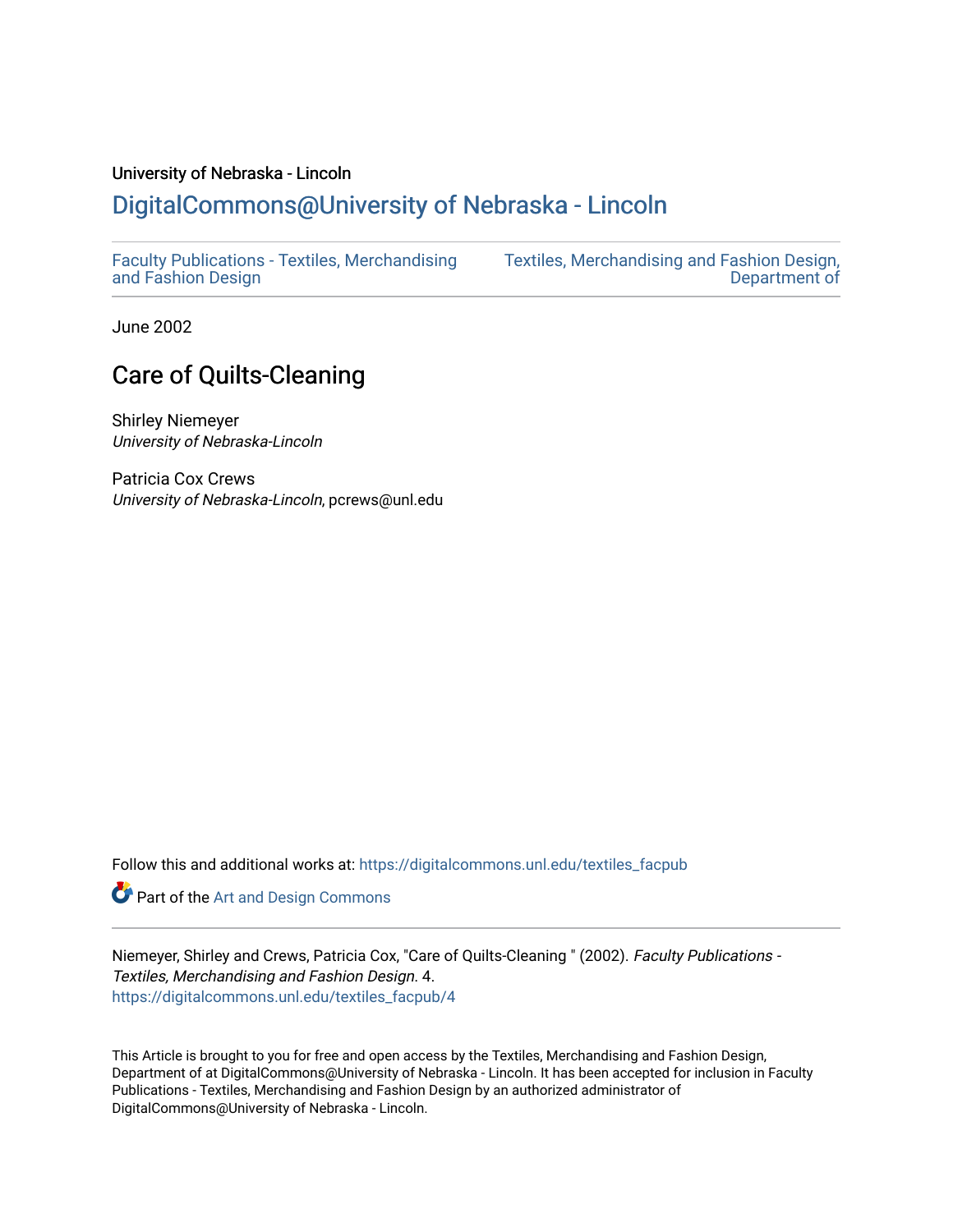University of Nebraska - Lincoln

## DigitalCommons@University of Nebraska - Lincoln

Faculty Publications - Textiles, Merchandising and Fashion Design

Textiles, Merchandising and Fashion Design, Department of

June 2002

# Care of Quilts-Cleaning

Shirley Niemeyer
*University of Nebraska-Lincoln*

Patricia Cox Crews
*University of Nebraska-Lincoln*, pcrews@unl.edu

Follow this and additional works at: https://digitalcommons.unl.edu/textiles_facpub

Part of the Art and Design Commons

Niemeyer, Shirley and Crews, Patricia Cox, "Care of Quilts-Cleaning " (2002). *Faculty Publications - Textiles, Merchandising and Fashion Design*. 4.
https://digitalcommons.unl.edu/textiles_facpub/4

This Article is brought to you for free and open access by the Textiles, Merchandising and Fashion Design, Department of at DigitalCommons@University of Nebraska - Lincoln. It has been accepted for inclusion in Faculty Publications - Textiles, Merchandising and Fashion Design by an authorized administrator of DigitalCommons@University of Nebraska - Lincoln.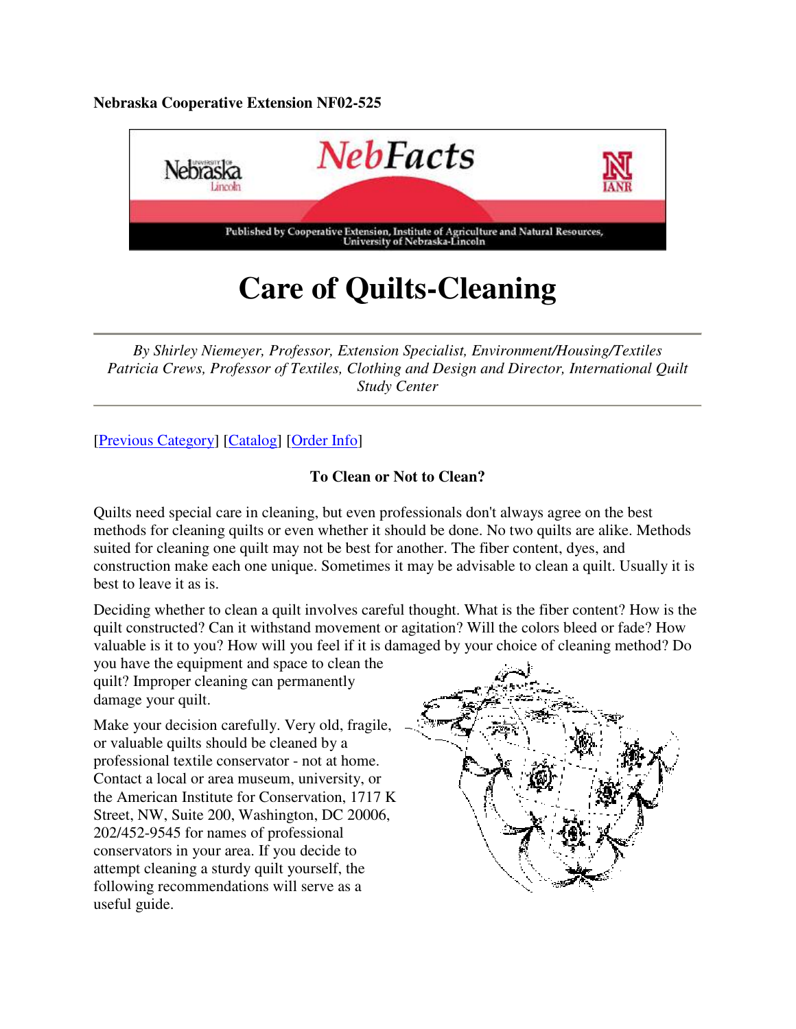**Nebraska Cooperative Extension NF02-525**

# Care of Quilts-Cleaning

*By Shirley Niemeyer, Professor, Extension Specialist, Environment/Housing/Textiles*
*Patricia Crews, Professor of Textiles, Clothing and Design and Director, International Quilt Study Center*

[Previous Category] [Catalog] [Order Info]

**To Clean or Not to Clean?**

Quilts need special care in cleaning, but even professionals don't always agree on the best methods for cleaning quilts or even whether it should be done. No two quilts are alike. Methods suited for cleaning one quilt may not be best for another. The fiber content, dyes, and construction make each one unique. Sometimes it may be advisable to clean a quilt. Usually it is best to leave it as is.

Deciding whether to clean a quilt involves careful thought. What is the fiber content? How is the quilt constructed? Can it withstand movement or agitation? Will the colors bleed or fade? How valuable is it to you? How will you feel if it is damaged by your choice of cleaning method? Do you have the equipment and space to clean the quilt? Improper cleaning can permanently damage your quilt.

Make your decision carefully. Very old, fragile, or valuable quilts should be cleaned by a professional textile conservator - not at home. Contact a local or area museum, university, or the American Institute for Conservation, 1717 K Street, NW, Suite 200, Washington, DC 20006, 202/452-9545 for names of professional conservators in your area. If you decide to attempt cleaning a sturdy quilt yourself, the following recommendations will serve as a useful guide.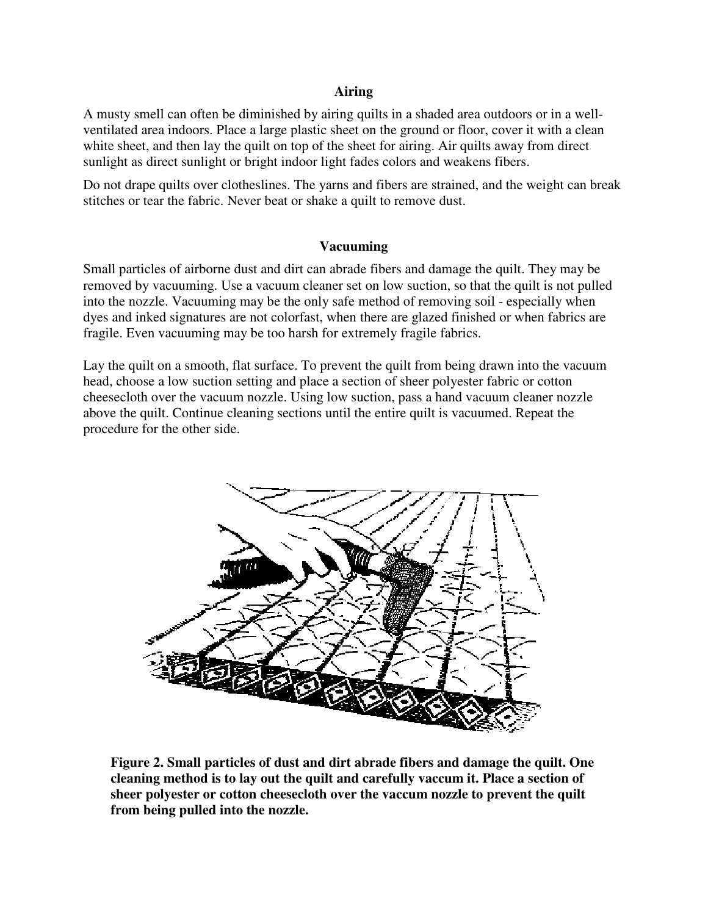## Airing

A musty smell can often be diminished by airing quilts in a shaded area outdoors or in a well-ventilated area indoors. Place a large plastic sheet on the ground or floor, cover it with a clean white sheet, and then lay the quilt on top of the sheet for airing. Air quilts away from direct sunlight as direct sunlight or bright indoor light fades colors and weakens fibers.

Do not drape quilts over clotheslines. The yarns and fibers are strained, and the weight can break stitches or tear the fabric. Never beat or shake a quilt to remove dust.

## Vacuuming

Small particles of airborne dust and dirt can abrade fibers and damage the quilt. They may be removed by vacuuming. Use a vacuum cleaner set on low suction, so that the quilt is not pulled into the nozzle. Vacuuming may be the only safe method of removing soil - especially when dyes and inked signatures are not colorfast, when there are glazed finished or when fabrics are fragile. Even vacuuming may be too harsh for extremely fragile fabrics.

Lay the quilt on a smooth, flat surface. To prevent the quilt from being drawn into the vacuum head, choose a low suction setting and place a section of sheer polyester fabric or cotton cheesecloth over the vacuum nozzle. Using low suction, pass a hand vacuum cleaner nozzle above the quilt. Continue cleaning sections until the entire quilt is vacuumed. Repeat the procedure for the other side.

**Figure 2. Small particles of dust and dirt abrade fibers and damage the quilt. One cleaning method is to lay out the quilt and carefully vaccum it. Place a section of sheer polyester or cotton cheesecloth over the vaccum nozzle to prevent the quilt from being pulled into the nozzle.**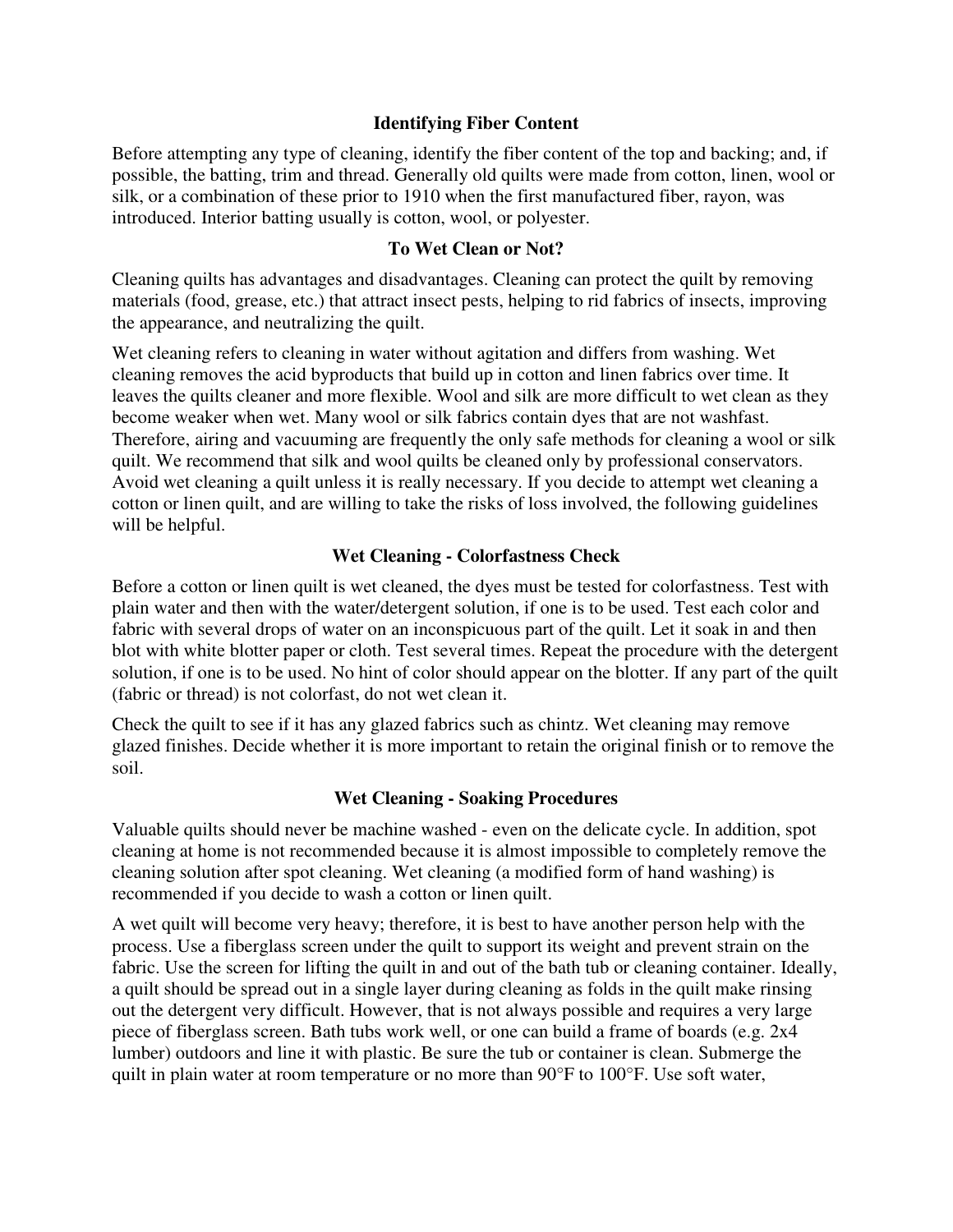## Identifying Fiber Content

Before attempting any type of cleaning, identify the fiber content of the top and backing; and, if possible, the batting, trim and thread. Generally old quilts were made from cotton, linen, wool or silk, or a combination of these prior to 1910 when the first manufactured fiber, rayon, was introduced. Interior batting usually is cotton, wool, or polyester.

## To Wet Clean or Not?

Cleaning quilts has advantages and disadvantages. Cleaning can protect the quilt by removing materials (food, grease, etc.) that attract insect pests, helping to rid fabrics of insects, improving the appearance, and neutralizing the quilt.

Wet cleaning refers to cleaning in water without agitation and differs from washing. Wet cleaning removes the acid byproducts that build up in cotton and linen fabrics over time. It leaves the quilts cleaner and more flexible. Wool and silk are more difficult to wet clean as they become weaker when wet. Many wool or silk fabrics contain dyes that are not washfast. Therefore, airing and vacuuming are frequently the only safe methods for cleaning a wool or silk quilt. We recommend that silk and wool quilts be cleaned only by professional conservators. Avoid wet cleaning a quilt unless it is really necessary. If you decide to attempt wet cleaning a cotton or linen quilt, and are willing to take the risks of loss involved, the following guidelines will be helpful.

## Wet Cleaning - Colorfastness Check

Before a cotton or linen quilt is wet cleaned, the dyes must be tested for colorfastness. Test with plain water and then with the water/detergent solution, if one is to be used. Test each color and fabric with several drops of water on an inconspicuous part of the quilt. Let it soak in and then blot with white blotter paper or cloth. Test several times. Repeat the procedure with the detergent solution, if one is to be used. No hint of color should appear on the blotter. If any part of the quilt (fabric or thread) is not colorfast, do not wet clean it.

Check the quilt to see if it has any glazed fabrics such as chintz. Wet cleaning may remove glazed finishes. Decide whether it is more important to retain the original finish or to remove the soil.

## Wet Cleaning - Soaking Procedures

Valuable quilts should never be machine washed - even on the delicate cycle. In addition, spot cleaning at home is not recommended because it is almost impossible to completely remove the cleaning solution after spot cleaning. Wet cleaning (a modified form of hand washing) is recommended if you decide to wash a cotton or linen quilt.

A wet quilt will become very heavy; therefore, it is best to have another person help with the process. Use a fiberglass screen under the quilt to support its weight and prevent strain on the fabric. Use the screen for lifting the quilt in and out of the bath tub or cleaning container. Ideally, a quilt should be spread out in a single layer during cleaning as folds in the quilt make rinsing out the detergent very difficult. However, that is not always possible and requires a very large piece of fiberglass screen. Bath tubs work well, or one can build a frame of boards (e.g. 2x4 lumber) outdoors and line it with plastic. Be sure the tub or container is clean. Submerge the quilt in plain water at room temperature or no more than 90°F to 100°F. Use soft water,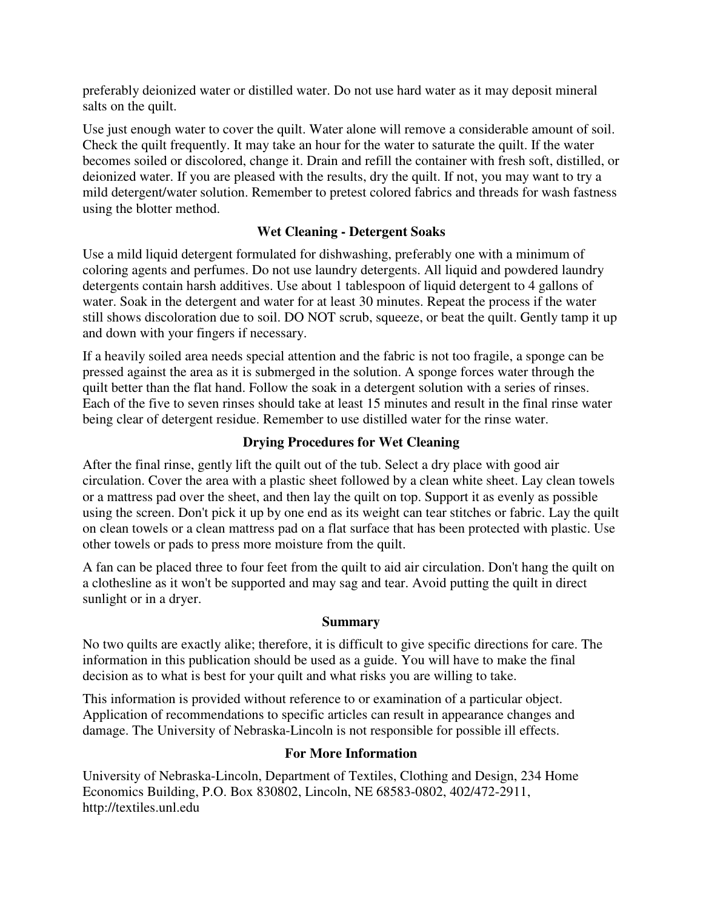preferably deionized water or distilled water. Do not use hard water as it may deposit mineral salts on the quilt.

Use just enough water to cover the quilt. Water alone will remove a considerable amount of soil. Check the quilt frequently. It may take an hour for the water to saturate the quilt. If the water becomes soiled or discolored, change it. Drain and refill the container with fresh soft, distilled, or deionized water. If you are pleased with the results, dry the quilt. If not, you may want to try a mild detergent/water solution. Remember to pretest colored fabrics and threads for wash fastness using the blotter method.

### Wet Cleaning - Detergent Soaks

Use a mild liquid detergent formulated for dishwashing, preferably one with a minimum of coloring agents and perfumes. Do not use laundry detergents. All liquid and powdered laundry detergents contain harsh additives. Use about 1 tablespoon of liquid detergent to 4 gallons of water. Soak in the detergent and water for at least 30 minutes. Repeat the process if the water still shows discoloration due to soil. DO NOT scrub, squeeze, or beat the quilt. Gently tamp it up and down with your fingers if necessary.

If a heavily soiled area needs special attention and the fabric is not too fragile, a sponge can be pressed against the area as it is submerged in the solution. A sponge forces water through the quilt better than the flat hand. Follow the soak in a detergent solution with a series of rinses. Each of the five to seven rinses should take at least 15 minutes and result in the final rinse water being clear of detergent residue. Remember to use distilled water for the rinse water.

### Drying Procedures for Wet Cleaning

After the final rinse, gently lift the quilt out of the tub. Select a dry place with good air circulation. Cover the area with a plastic sheet followed by a clean white sheet. Lay clean towels or a mattress pad over the sheet, and then lay the quilt on top. Support it as evenly as possible using the screen. Don't pick it up by one end as its weight can tear stitches or fabric. Lay the quilt on clean towels or a clean mattress pad on a flat surface that has been protected with plastic. Use other towels or pads to press more moisture from the quilt.

A fan can be placed three to four feet from the quilt to aid air circulation. Don't hang the quilt on a clothesline as it won't be supported and may sag and tear. Avoid putting the quilt in direct sunlight or in a dryer.

### Summary

No two quilts are exactly alike; therefore, it is difficult to give specific directions for care. The information in this publication should be used as a guide. You will have to make the final decision as to what is best for your quilt and what risks you are willing to take.

This information is provided without reference to or examination of a particular object. Application of recommendations to specific articles can result in appearance changes and damage. The University of Nebraska-Lincoln is not responsible for possible ill effects.

### For More Information

University of Nebraska-Lincoln, Department of Textiles, Clothing and Design, 234 Home Economics Building, P.O. Box 830802, Lincoln, NE 68583-0802, 402/472-2911, http://textiles.unl.edu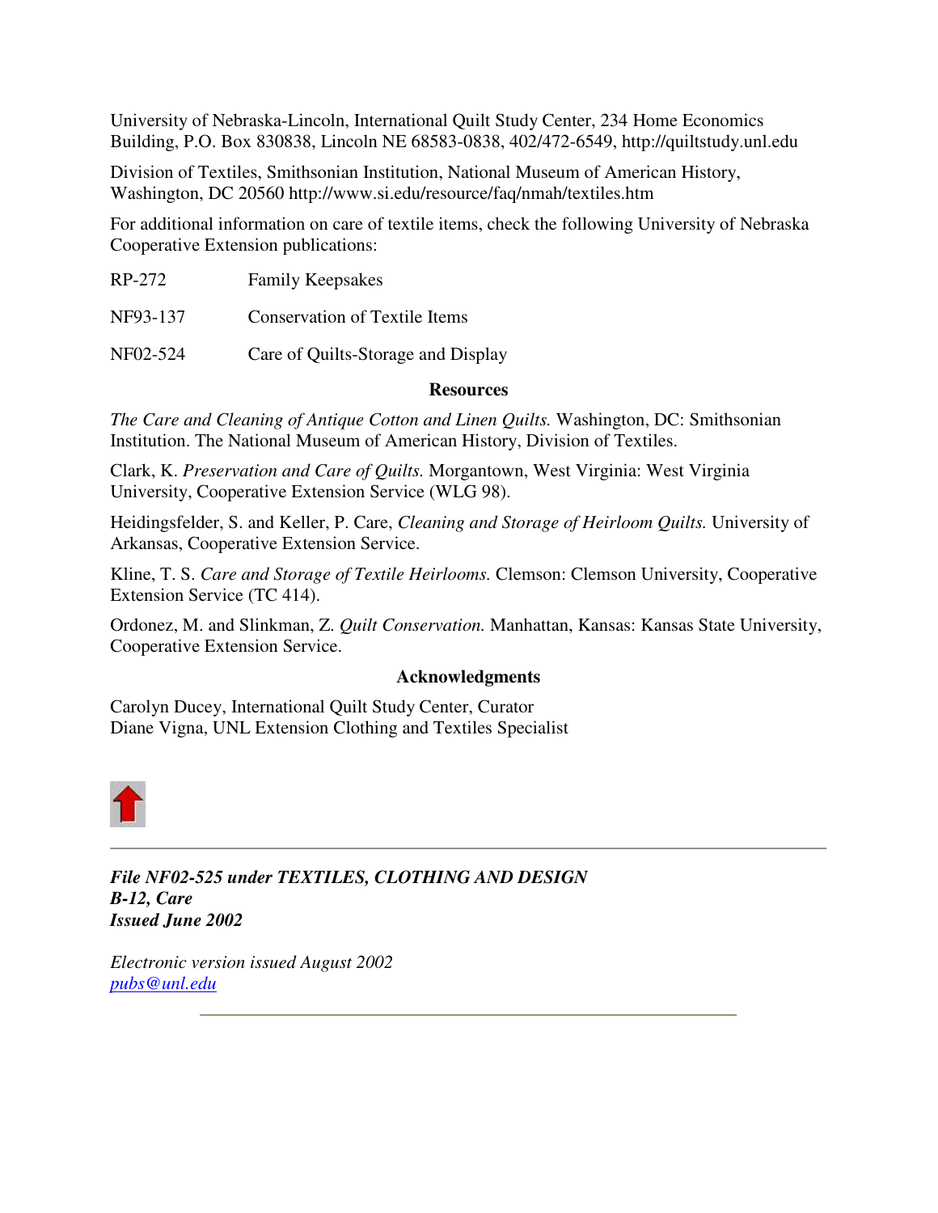University of Nebraska-Lincoln, International Quilt Study Center, 234 Home Economics Building, P.O. Box 830838, Lincoln NE 68583-0838, 402/472-6549, http://quiltstudy.unl.edu

Division of Textiles, Smithsonian Institution, National Museum of American History, Washington, DC 20560 http://www.si.edu/resource/faq/nmah/textiles.htm

For additional information on care of textile items, check the following University of Nebraska Cooperative Extension publications:

| | |
|---|---|
| RP-272 | Family Keepsakes |
| NF93-137 | Conservation of Textile Items |
| NF02-524 | Care of Quilts-Storage and Display |

## Resources

*The Care and Cleaning of Antique Cotton and Linen Quilts.* Washington, DC: Smithsonian Institution. The National Museum of American History, Division of Textiles.

Clark, K. *Preservation and Care of Quilts.* Morgantown, West Virginia: West Virginia University, Cooperative Extension Service (WLG 98).

Heidingsfelder, S. and Keller, P. Care, *Cleaning and Storage of Heirloom Quilts.* University of Arkansas, Cooperative Extension Service.

Kline, T. S. *Care and Storage of Textile Heirlooms.* Clemson: Clemson University, Cooperative Extension Service (TC 414).

Ordonez, M. and Slinkman, Z. *Quilt Conservation.* Manhattan, Kansas: Kansas State University, Cooperative Extension Service.

## Acknowledgments

Carolyn Ducey, International Quilt Study Center, Curator
Diane Vigna, UNL Extension Clothing and Textiles Specialist

---

***File NF02-525 under TEXTILES, CLOTHING AND DESIGN***
***B-12, Care***
***Issued June 2002***

*Electronic version issued August 2002*
*pubs@unl.edu*

---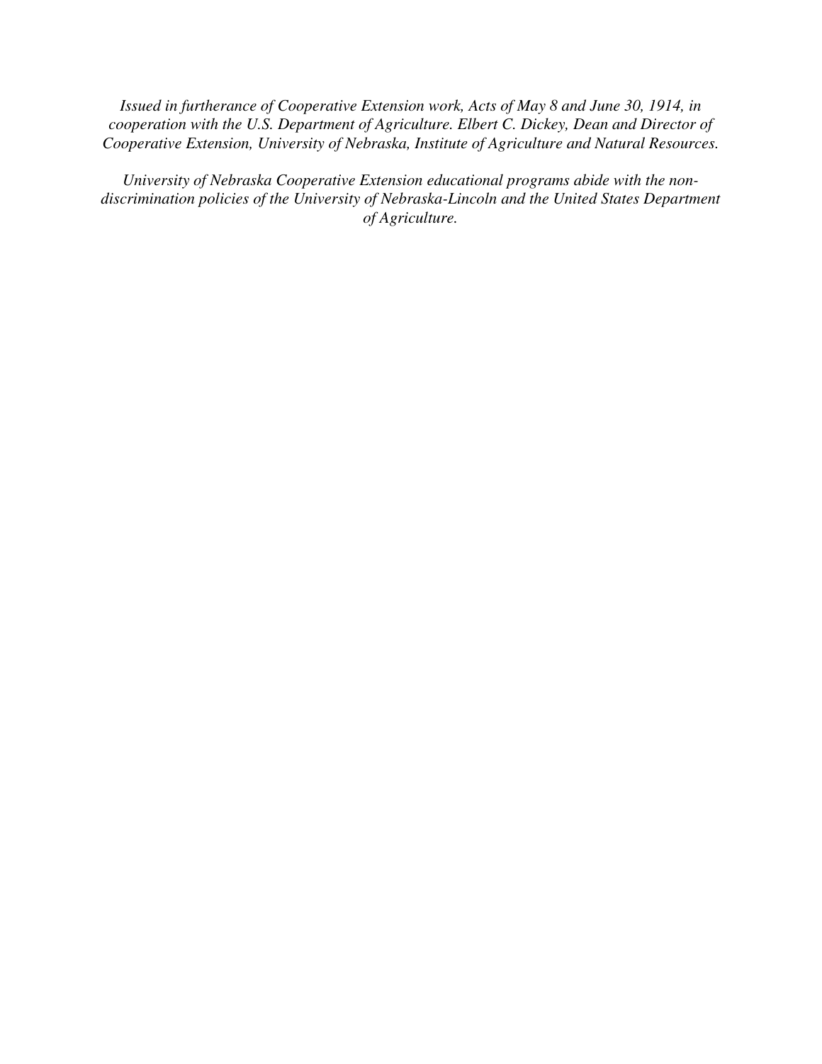*Issued in furtherance of Cooperative Extension work, Acts of May 8 and June 30, 1914, in cooperation with the U.S. Department of Agriculture. Elbert C. Dickey, Dean and Director of Cooperative Extension, University of Nebraska, Institute of Agriculture and Natural Resources.*

*University of Nebraska Cooperative Extension educational programs abide with the non-discrimination policies of the University of Nebraska-Lincoln and the United States Department of Agriculture.*